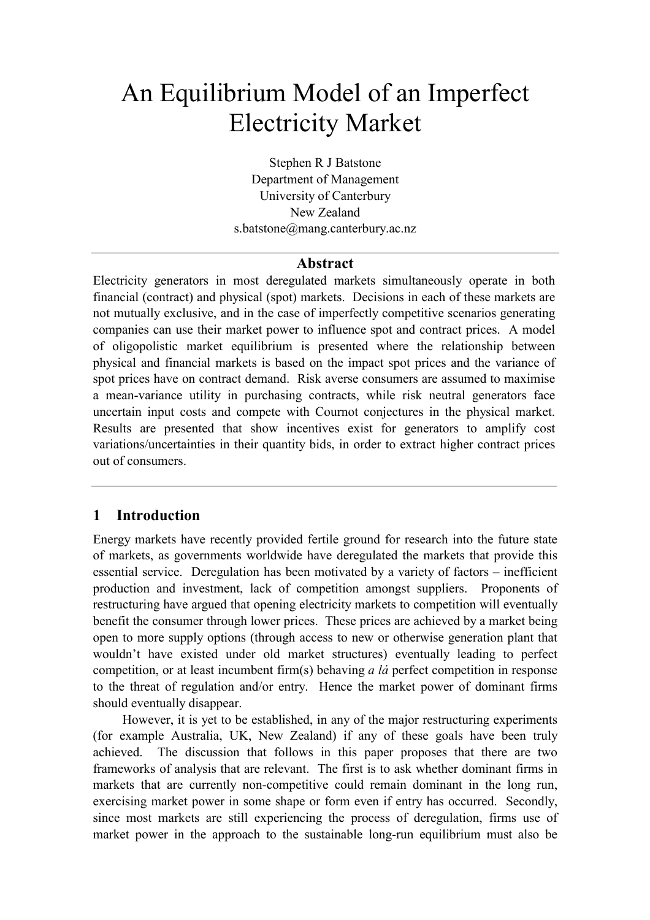# An Equilibrium Model of an Imperfect Electricity Market

Stephen R J Batstone
Department of Management
University of Canterbury
New Zealand
s.batstone@mang.canterbury.ac.nz

---

## Abstract

Electricity generators in most deregulated markets simultaneously operate in both financial (contract) and physical (spot) markets. Decisions in each of these markets are not mutually exclusive, and in the case of imperfectly competitive scenarios generating companies can use their market power to influence spot and contract prices. A model of oligopolistic market equilibrium is presented where the relationship between physical and financial markets is based on the impact spot prices and the variance of spot prices have on contract demand. Risk averse consumers are assumed to maximise a mean-variance utility in purchasing contracts, while risk neutral generators face uncertain input costs and compete with Cournot conjectures in the physical market. Results are presented that show incentives exist for generators to amplify cost variations/uncertainties in their quantity bids, in order to extract higher contract prices out of consumers.

---

## 1 Introduction

Energy markets have recently provided fertile ground for research into the future state of markets, as governments worldwide have deregulated the markets that provide this essential service. Deregulation has been motivated by a variety of factors – inefficient production and investment, lack of competition amongst suppliers. Proponents of restructuring have argued that opening electricity markets to competition will eventually benefit the consumer through lower prices. These prices are achieved by a market being open to more supply options (through access to new or otherwise generation plant that wouldn't have existed under old market structures) eventually leading to perfect competition, or at least incumbent firm(s) behaving *a lá* perfect competition in response to the threat of regulation and/or entry. Hence the market power of dominant firms should eventually disappear.

However, it is yet to be established, in any of the major restructuring experiments (for example Australia, UK, New Zealand) if any of these goals have been truly achieved. The discussion that follows in this paper proposes that there are two frameworks of analysis that are relevant. The first is to ask whether dominant firms in markets that are currently non-competitive could remain dominant in the long run, exercising market power in some shape or form even if entry has occurred. Secondly, since most markets are still experiencing the process of deregulation, firms use of market power in the approach to the sustainable long-run equilibrium must also be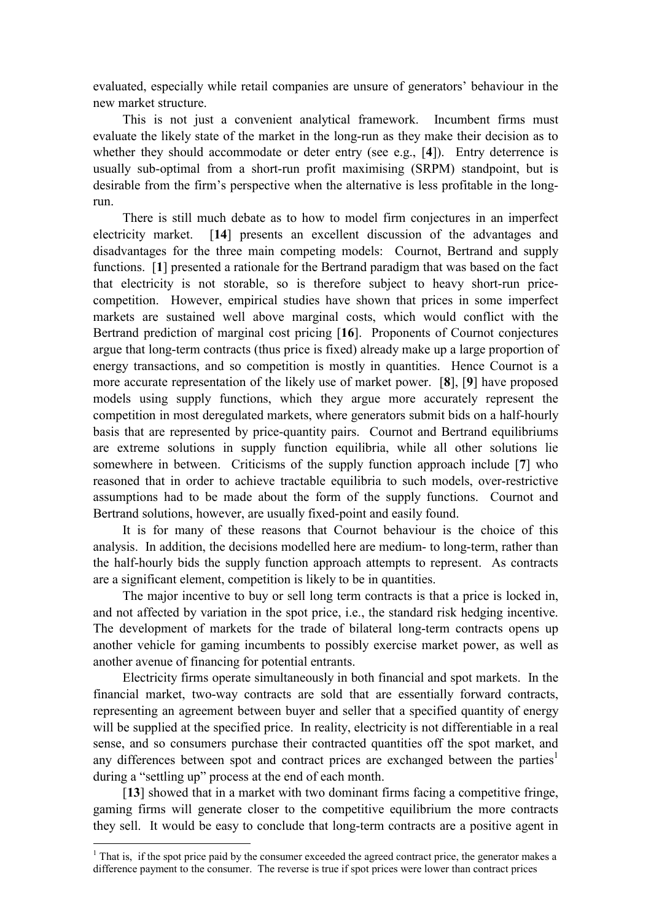evaluated, especially while retail companies are unsure of generators' behaviour in the new market structure.

This is not just a convenient analytical framework. Incumbent firms must evaluate the likely state of the market in the long-run as they make their decision as to whether they should accommodate or deter entry (see e.g., [**4**]). Entry deterrence is usually sub-optimal from a short-run profit maximising (SRPM) standpoint, but is desirable from the firm's perspective when the alternative is less profitable in the long-run.

There is still much debate as to how to model firm conjectures in an imperfect electricity market. [**14**] presents an excellent discussion of the advantages and disadvantages for the three main competing models: Cournot, Bertrand and supply functions. [**1**] presented a rationale for the Bertrand paradigm that was based on the fact that electricity is not storable, so is therefore subject to heavy short-run price-competition. However, empirical studies have shown that prices in some imperfect markets are sustained well above marginal costs, which would conflict with the Bertrand prediction of marginal cost pricing [**16**]. Proponents of Cournot conjectures argue that long-term contracts (thus price is fixed) already make up a large proportion of energy transactions, and so competition is mostly in quantities. Hence Cournot is a more accurate representation of the likely use of market power. [**8**], [**9**] have proposed models using supply functions, which they argue more accurately represent the competition in most deregulated markets, where generators submit bids on a half-hourly basis that are represented by price-quantity pairs. Cournot and Bertrand equilibriums are extreme solutions in supply function equilibria, while all other solutions lie somewhere in between. Criticisms of the supply function approach include [**7**] who reasoned that in order to achieve tractable equilibria to such models, over-restrictive assumptions had to be made about the form of the supply functions. Cournot and Bertrand solutions, however, are usually fixed-point and easily found.

It is for many of these reasons that Cournot behaviour is the choice of this analysis. In addition, the decisions modelled here are medium- to long-term, rather than the half-hourly bids the supply function approach attempts to represent. As contracts are a significant element, competition is likely to be in quantities.

The major incentive to buy or sell long term contracts is that a price is locked in, and not affected by variation in the spot price, i.e., the standard risk hedging incentive. The development of markets for the trade of bilateral long-term contracts opens up another vehicle for gaming incumbents to possibly exercise market power, as well as another avenue of financing for potential entrants.

Electricity firms operate simultaneously in both financial and spot markets. In the financial market, two-way contracts are sold that are essentially forward contracts, representing an agreement between buyer and seller that a specified quantity of energy will be supplied at the specified price. In reality, electricity is not differentiable in a real sense, and so consumers purchase their contracted quantities off the spot market, and any differences between spot and contract prices are exchanged between the parties[1] during a "settling up" process at the end of each month.

[**13**] showed that in a market with two dominant firms facing a competitive fringe, gaming firms will generate closer to the competitive equilibrium the more contracts they sell. It would be easy to conclude that long-term contracts are a positive agent in

[1] That is, if the spot price paid by the consumer exceeded the agreed contract price, the generator makes a difference payment to the consumer. The reverse is true if spot prices were lower than contract prices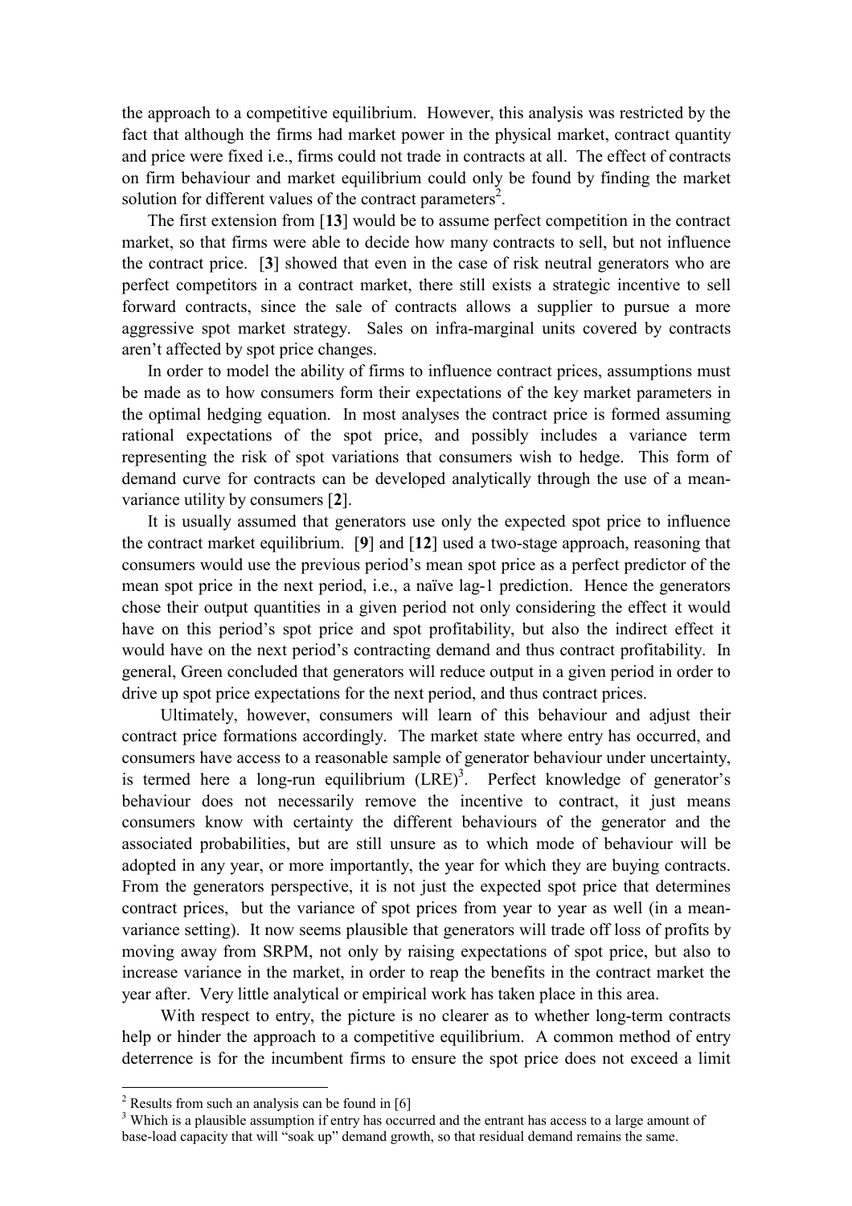the approach to a competitive equilibrium. However, this analysis was restricted by the fact that although the firms had market power in the physical market, contract quantity and price were fixed i.e., firms could not trade in contracts at all. The effect of contracts on firm behaviour and market equilibrium could only be found by finding the market solution for different values of the contract parameters[2].

The first extension from [**13**] would be to assume perfect competition in the contract market, so that firms were able to decide how many contracts to sell, but not influence the contract price. [**3**] showed that even in the case of risk neutral generators who are perfect competitors in a contract market, there still exists a strategic incentive to sell forward contracts, since the sale of contracts allows a supplier to pursue a more aggressive spot market strategy. Sales on infra-marginal units covered by contracts aren't affected by spot price changes.

In order to model the ability of firms to influence contract prices, assumptions must be made as to how consumers form their expectations of the key market parameters in the optimal hedging equation. In most analyses the contract price is formed assuming rational expectations of the spot price, and possibly includes a variance term representing the risk of spot variations that consumers wish to hedge. This form of demand curve for contracts can be developed analytically through the use of a mean-variance utility by consumers [**2**].

It is usually assumed that generators use only the expected spot price to influence the contract market equilibrium. [**9**] and [**12**] used a two-stage approach, reasoning that consumers would use the previous period's mean spot price as a perfect predictor of the mean spot price in the next period, i.e., a naïve lag-1 prediction. Hence the generators chose their output quantities in a given period not only considering the effect it would have on this period's spot price and spot profitability, but also the indirect effect it would have on the next period's contracting demand and thus contract profitability. In general, Green concluded that generators will reduce output in a given period in order to drive up spot price expectations for the next period, and thus contract prices.

Ultimately, however, consumers will learn of this behaviour and adjust their contract price formations accordingly. The market state where entry has occurred, and consumers have access to a reasonable sample of generator behaviour under uncertainty, is termed here a long-run equilibrium (LRE)[3]. Perfect knowledge of generator's behaviour does not necessarily remove the incentive to contract, it just means consumers know with certainty the different behaviours of the generator and the associated probabilities, but are still unsure as to which mode of behaviour will be adopted in any year, or more importantly, the year for which they are buying contracts. From the generators perspective, it is not just the expected spot price that determines contract prices, but the variance of spot prices from year to year as well (in a mean-variance setting). It now seems plausible that generators will trade off loss of profits by moving away from SRPM, not only by raising expectations of spot price, but also to increase variance in the market, in order to reap the benefits in the contract market the year after. Very little analytical or empirical work has taken place in this area.

With respect to entry, the picture is no clearer as to whether long-term contracts help or hinder the approach to a competitive equilibrium. A common method of entry deterrence is for the incumbent firms to ensure the spot price does not exceed a limit

---

[2] Results from such an analysis can be found in [6]

[3] Which is a plausible assumption if entry has occurred and the entrant has access to a large amount of base-load capacity that will "soak up" demand growth, so that residual demand remains the same.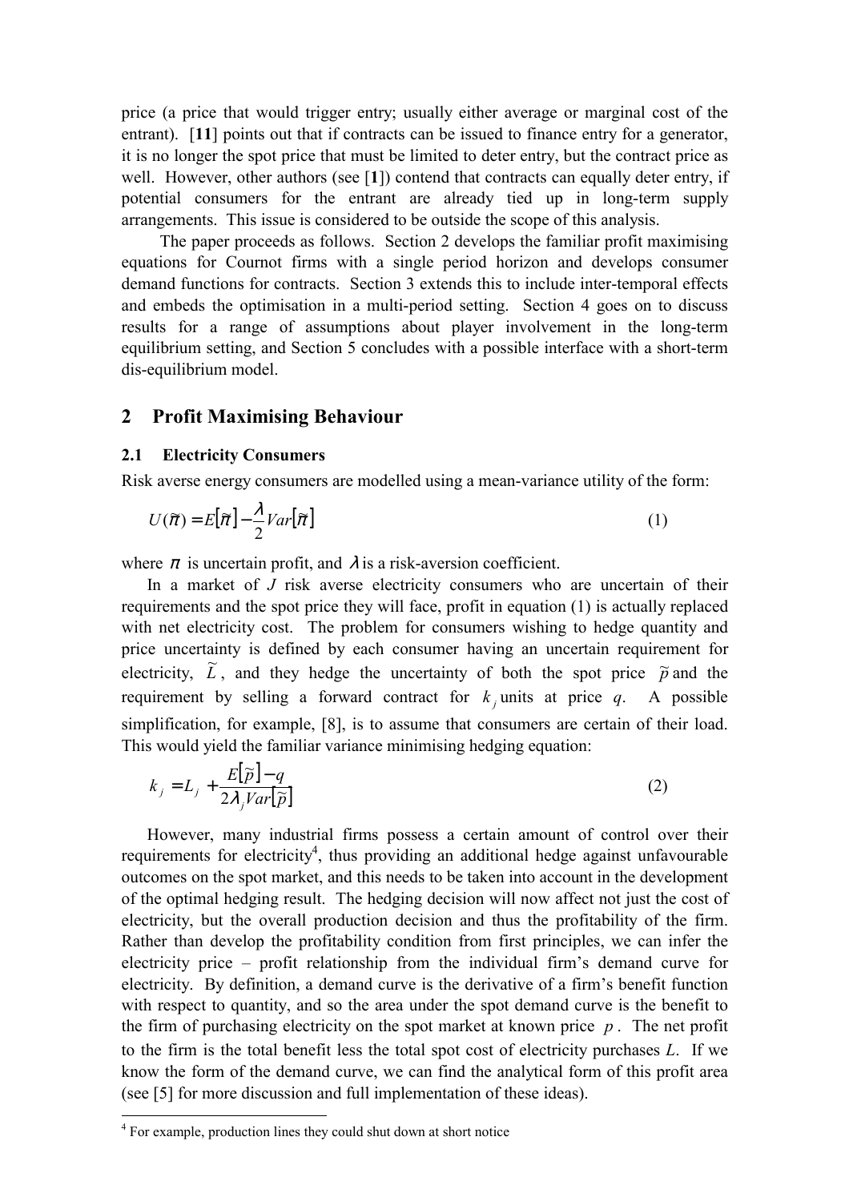price (a price that would trigger entry; usually either average or marginal cost of the entrant). [**11**] points out that if contracts can be issued to finance entry for a generator, it is no longer the spot price that must be limited to deter entry, but the contract price as well. However, other authors (see [**1**]) contend that contracts can equally deter entry, if potential consumers for the entrant are already tied up in long-term supply arrangements. This issue is considered to be outside the scope of this analysis.

The paper proceeds as follows. Section 2 develops the familiar profit maximising equations for Cournot firms with a single period horizon and develops consumer demand functions for contracts. Section 3 extends this to include inter-temporal effects and embeds the optimisation in a multi-period setting. Section 4 goes on to discuss results for a range of assumptions about player involvement in the long-term equilibrium setting, and Section 5 concludes with a possible interface with a short-term dis-equilibrium model.

## 2 Profit Maximising Behaviour

### 2.1 Electricity Consumers

Risk averse energy consumers are modelled using a mean-variance utility of the form:

$$U(\tilde{\pi}) = E[\tilde{\pi}] - \frac{\lambda}{2} Var[\tilde{\pi}] \tag{1}$$

where $\pi$ is uncertain profit, and $\lambda$ is a risk-aversion coefficient.

In a market of $J$ risk averse electricity consumers who are uncertain of their requirements and the spot price they will face, profit in equation (1) is actually replaced with net electricity cost. The problem for consumers wishing to hedge quantity and price uncertainty is defined by each consumer having an uncertain requirement for electricity, $\tilde{L}$, and they hedge the uncertainty of both the spot price $\tilde{p}$ and the requirement by selling a forward contract for $k_j$ units at price $q$. A possible simplification, for example, [8], is to assume that consumers are certain of their load. This would yield the familiar variance minimising hedging equation:

$$k_j = L_j + \frac{E[\tilde{p}] - q}{2\lambda_j Var[\tilde{p}]} \tag{2}$$

However, many industrial firms possess a certain amount of control over their requirements for electricity[4], thus providing an additional hedge against unfavourable outcomes on the spot market, and this needs to be taken into account in the development of the optimal hedging result. The hedging decision will now affect not just the cost of electricity, but the overall production decision and thus the profitability of the firm. Rather than develop the profitability condition from first principles, we can infer the electricity price – profit relationship from the individual firm's demand curve for electricity. By definition, a demand curve is the derivative of a firm's benefit function with respect to quantity, and so the area under the spot demand curve is the benefit to the firm of purchasing electricity on the spot market at known price $p$. The net profit to the firm is the total benefit less the total spot cost of electricity purchases $L$. If we know the form of the demand curve, we can find the analytical form of this profit area (see [5] for more discussion and full implementation of these ideas).

[4] For example, production lines they could shut down at short notice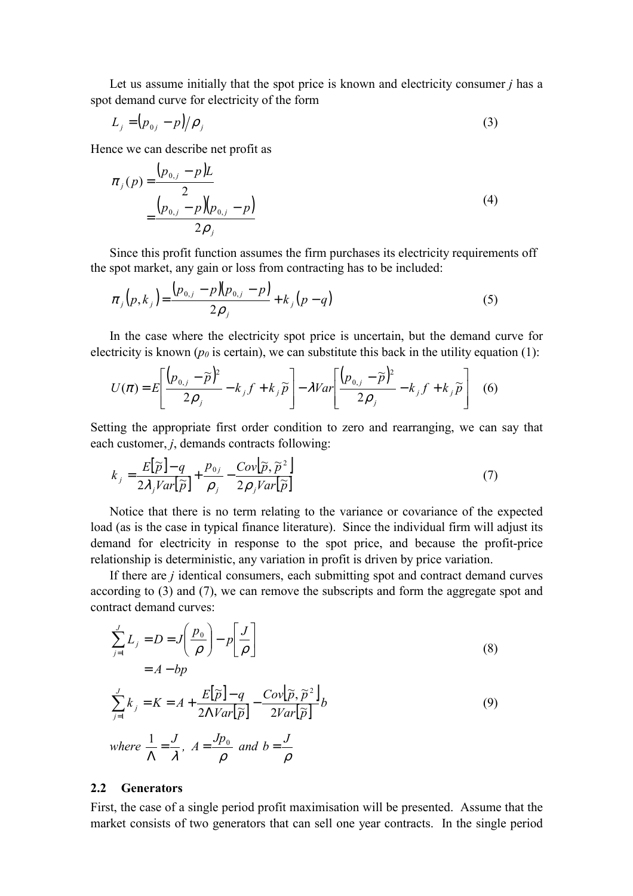Let us assume initially that the spot price is known and electricity consumer *j* has a spot demand curve for electricity of the form

$$L_j = \left(p_{0j} - p\right) / \rho_j \tag{3}$$

Hence we can describe net profit as

$$\begin{aligned} \pi_j(p) &= \frac{\left(p_{0,j} - p\right)L}{2} \\ &= \frac{\left(p_{0,j} - p\right)\left(p_{0,j} - p\right)}{2\rho_j} \end{aligned} \tag{4}$$

Since this profit function assumes the firm purchases its electricity requirements off the spot market, any gain or loss from contracting has to be included:

$$\pi_j\left(p, k_j\right) = \frac{\left(p_{0,j} - p\right)\left(p_{0,j} - p\right)}{2\rho_j} + k_j\left(p - q\right) \tag{5}$$

In the case where the electricity spot price is uncertain, but the demand curve for electricity is known ($p_0$ is certain), we can substitute this back in the utility equation (1):

$$U(\pi) = E\left[\frac{\left(p_{0,j} - \tilde{p}\right)^2}{2\rho_j} - k_j f + k_j \tilde{p}\right] - \lambda Var\left[\frac{\left(p_{0,j} - \tilde{p}\right)^2}{2\rho_j} - k_j f + k_j \tilde{p}\right] \tag{6}$$

Setting the appropriate first order condition to zero and rearranging, we can say that each customer, *j*, demands contracts following:

$$k_j = \frac{E\left[\tilde{p}\right] - q}{2\lambda_j Var\left[\tilde{p}\right]} + \frac{p_{0j}}{\rho_j} - \frac{Cov\left[\tilde{p}, \tilde{p}^2\right]}{2\rho_j Var\left[\tilde{p}\right]} \tag{7}$$

Notice that there is no term relating to the variance or covariance of the expected load (as is the case in typical finance literature). Since the individual firm will adjust its demand for electricity in response to the spot price, and because the profit-price relationship is deterministic, any variation in profit is driven by price variation.

If there are *j* identical consumers, each submitting spot and contract demand curves according to (3) and (7), we can remove the subscripts and form the aggregate spot and contract demand curves:

$$\begin{aligned} \sum_{j=1}^{J} L_j = D &= J\left(\frac{p_0}{\rho}\right) - p\left[\frac{J}{\rho}\right] \\ &= A - bp \end{aligned} \tag{8}$$

$$\sum_{j=1}^{J} k_j = K = A + \frac{E\left[\tilde{p}\right] - q}{2\Lambda Var\left[\tilde{p}\right]} - \frac{Cov\left[\tilde{p}, \tilde{p}^2\right]}{2Var\left[\tilde{p}\right]} b \tag{9}$$

$$where \ \frac{1}{\Lambda} = \frac{J}{\lambda}, \ A = \frac{Jp_0}{\rho} \ and \ b = \frac{J}{\rho}$$

## 2.2 Generators

First, the case of a single period profit maximisation will be presented. Assume that the market consists of two generators that can sell one year contracts. In the single period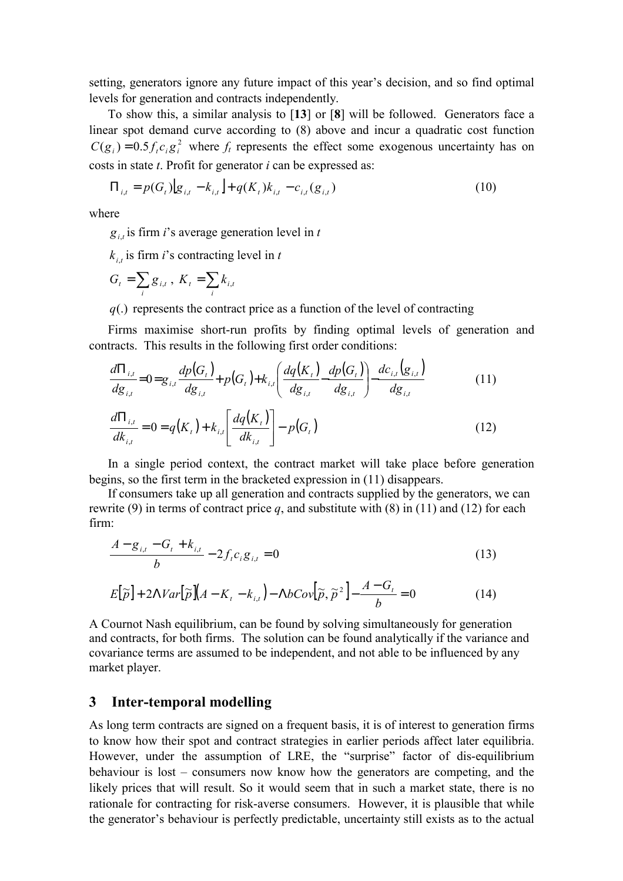setting, generators ignore any future impact of this year's decision, and so find optimal levels for generation and contracts independently.

To show this, a similar analysis to [**13**] or [**8**] will be followed. Generators face a linear spot demand curve according to (8) above and incur a quadratic cost function $C(g_i) = 0.5 f_t c_i g_i^2$ where $f_t$ represents the effect some exogenous uncertainty has on costs in state *t*. Profit for generator *i* can be expressed as:

$$\Pi_{i,t} = p(G_t)\left[g_{i,t} - k_{i,t}\right] + q(K_t)k_{i,t} - c_{i,t}(g_{i,t}) \tag{10}$$

where

$g_{i,t}$ is firm *i*'s average generation level in *t*

$k_{i,t}$ is firm *i*'s contracting level in *t*

$G_t = \sum_i g_{i,t}$ , $K_t = \sum_i k_{i,t}$

$q(.)$ represents the contract price as a function of the level of contracting

Firms maximise short-run profits by finding optimal levels of generation and contracts. This results in the following first order conditions:

$$\frac{d\Pi_{i,t}}{dg_{i,t}} = 0 = g_{i,t}\frac{dp(G_t)}{dg_{i,t}} + p(G_t) + k_{i,t}\left(\frac{dq(K_t)}{dg_{i,t}} - \frac{dp(G_t)}{dg_{i,t}}\right) - \frac{dc_{i,t}(g_{i,t})}{dg_{i,t}} \tag{11}$$

$$\frac{d\Pi_{i,t}}{dk_{i,t}} = 0 = q(K_t) + k_{i,t}\left[\frac{dq(K_t)}{dk_{i,t}}\right] - p(G_t) \tag{12}$$

In a single period context, the contract market will take place before generation begins, so the first term in the bracketed expression in (11) disappears.

If consumers take up all generation and contracts supplied by the generators, we can rewrite (9) in terms of contract price *q*, and substitute with (8) in (11) and (12) for each firm:

$$\frac{A - g_{i,t} - G_t + k_{i,t}}{b} - 2 f_t c_i g_{i,t} = 0 \tag{13}$$

$$E[\tilde{p}] + 2\Lambda Var[\tilde{p}](A - K_t - k_{i,t}) - \Lambda b Cov[\tilde{p}, \tilde{p}^2] - \frac{A - G_t}{b} = 0 \tag{14}$$

A Cournot Nash equilibrium, can be found by solving simultaneously for generation and contracts, for both firms. The solution can be found analytically if the variance and covariance terms are assumed to be independent, and not able to be influenced by any market player.

## 3 Inter-temporal modelling

As long term contracts are signed on a frequent basis, it is of interest to generation firms to know how their spot and contract strategies in earlier periods affect later equilibria. However, under the assumption of LRE, the "surprise" factor of dis-equilibrium behaviour is lost – consumers now know how the generators are competing, and the likely prices that will result. So it would seem that in such a market state, there is no rationale for contracting for risk-averse consumers. However, it is plausible that while the generator's behaviour is perfectly predictable, uncertainty still exists as to the actual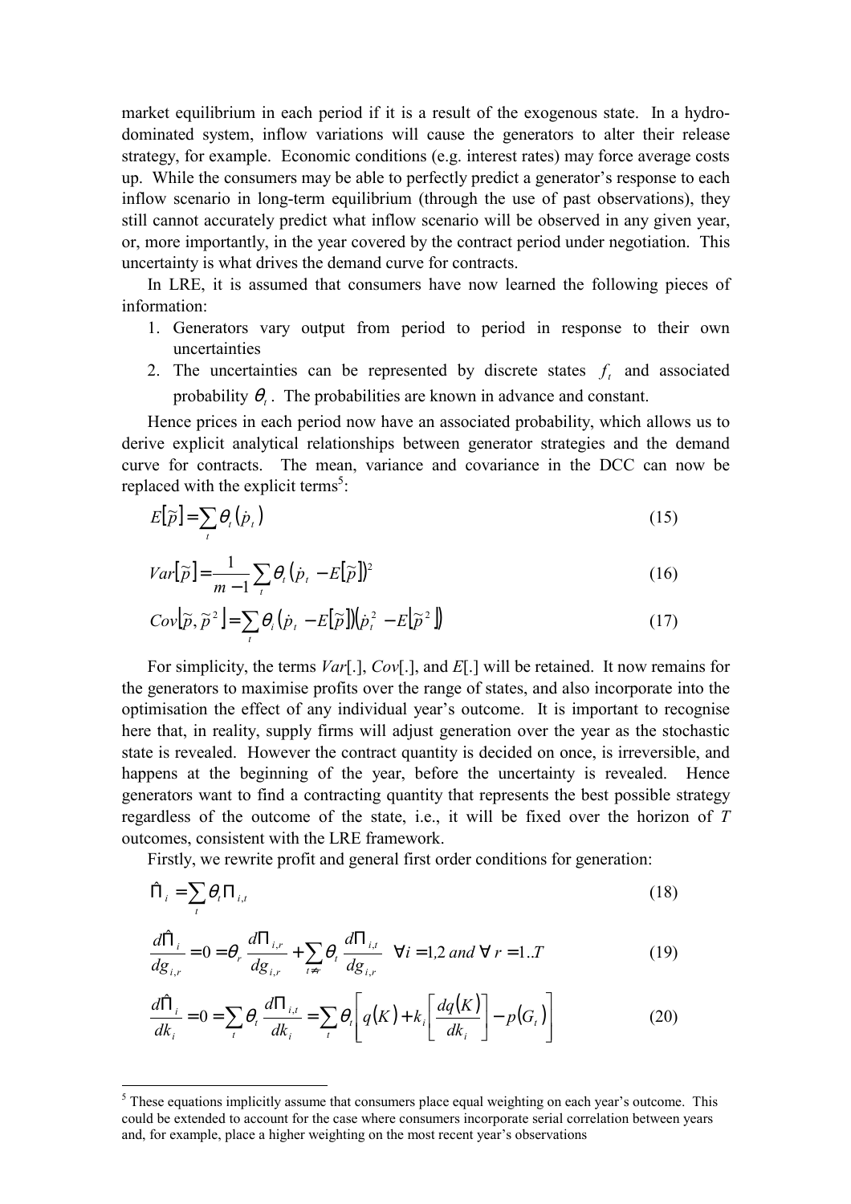market equilibrium in each period if it is a result of the exogenous state. In a hydro-dominated system, inflow variations will cause the generators to alter their release strategy, for example. Economic conditions (e.g. interest rates) may force average costs up. While the consumers may be able to perfectly predict a generator's response to each inflow scenario in long-term equilibrium (through the use of past observations), they still cannot accurately predict what inflow scenario will be observed in any given year, or, more importantly, in the year covered by the contract period under negotiation. This uncertainty is what drives the demand curve for contracts.

In LRE, it is assumed that consumers have now learned the following pieces of information:

1. Generators vary output from period to period in response to their own uncertainties
2. The uncertainties can be represented by discrete states $f_t$ and associated probability $\theta_t$. The probabilities are known in advance and constant.

Hence prices in each period now have an associated probability, which allows us to derive explicit analytical relationships between generator strategies and the demand curve for contracts. The mean, variance and covariance in the DCC can now be replaced with the explicit terms[5]:

$$E[\tilde{p}] = \sum_t \theta_t (\dot{p}_t) \tag{15}$$

$$Var[\tilde{p}] = \frac{1}{m-1} \sum_t \theta_t (\dot{p}_t - E[\tilde{p}])^2 \tag{16}$$

$$Cov[\tilde{p}, \tilde{p}^2] = \sum_t \theta_i (\dot{p}_t - E[\tilde{p}])(\dot{p}_t^2 - E[\tilde{p}^2]) \tag{17}$$

For simplicity, the terms *Var*[.], *Cov*[.], and *E*[.] will be retained. It now remains for the generators to maximise profits over the range of states, and also incorporate into the optimisation the effect of any individual year's outcome. It is important to recognise here that, in reality, supply firms will adjust generation over the year as the stochastic state is revealed. However the contract quantity is decided on once, is irreversible, and happens at the beginning of the year, before the uncertainty is revealed. Hence generators want to find a contracting quantity that represents the best possible strategy regardless of the outcome of the state, i.e., it will be fixed over the horizon of *T* outcomes, consistent with the LRE framework.

Firstly, we rewrite profit and general first order conditions for generation:

$$\hat{\Pi}_i = \sum_t \theta_t \Pi_{i,t} \tag{18}$$

$$\frac{d\hat{\Pi}_i}{dg_{i,r}} = 0 = \theta_r \frac{d\Pi_{i,r}}{dg_{i,r}} + \sum_{t \neq r} \theta_t \frac{d\Pi_{i,t}}{dg_{i,r}} \quad \forall i = 1,2 \; and \; \forall \; r = 1..T \tag{19}$$

$$\frac{d\hat{\Pi}_i}{dk_i} = 0 = \sum_t \theta_t \frac{d\Pi_{i,t}}{dk_i} = \sum_t \theta_t \left[ q(K) + k_i \left[ \frac{dq(K)}{dk_i} \right] - p(G_t) \right] \tag{20}$$

[5] These equations implicitly assume that consumers place equal weighting on each year's outcome. This could be extended to account for the case where consumers incorporate serial correlation between years and, for example, place a higher weighting on the most recent year's observations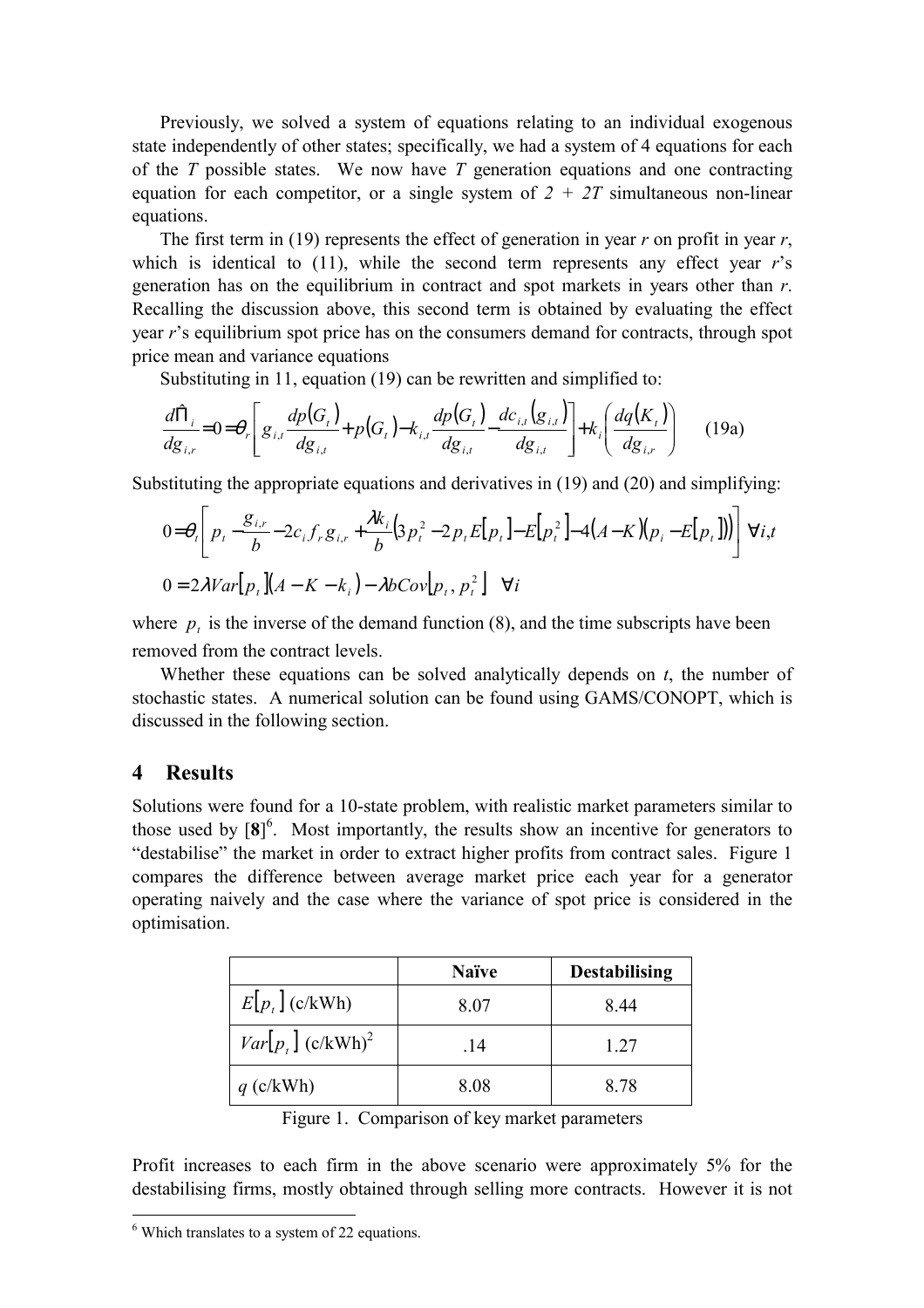Previously, we solved a system of equations relating to an individual exogenous state independently of other states; specifically, we had a system of 4 equations for each of the $T$ possible states. We now have $T$ generation equations and one contracting equation for each competitor, or a single system of $2 + 2T$ simultaneous non-linear equations.

The first term in (19) represents the effect of generation in year $r$ on profit in year $r$, which is identical to (11), while the second term represents any effect year $r$'s generation has on the equilibrium in contract and spot markets in years other than $r$. Recalling the discussion above, this second term is obtained by evaluating the effect year $r$'s equilibrium spot price has on the consumers demand for contracts, through spot price mean and variance equations

Substituting in 11, equation (19) can be rewritten and simplified to:

$$\frac{d\hat{\Pi}_i}{dg_{i,r}} = 0 = \theta_r \left[ g_{i,t} \frac{dp(G_t)}{dg_{i,t}} + p(G_t) - k_{i,t} \frac{dp(G_t)}{dg_{i,t}} - \frac{dc_{i,t}(g_{i,t})}{dg_{i,t}} \right] + k_i \left( \frac{dq(K_t)}{dg_{i,r}} \right) \qquad \text{(19a)}$$

Substituting the appropriate equations and derivatives in (19) and (20) and simplifying:

$$0 = \theta_t \left[ p_t - \frac{g_{i,r}}{b} - 2c_i f_r g_{i,r} + \frac{\lambda k_i}{b} \left( 3p_t^2 - 2p_t E[p_t] - E[p_t^2] - 4(A-K)(p_i - E[p_t]) \right) \right] \;\forall i,t$$

$$0 = 2\lambda Var[p_t](A - K - k_i) - \lambda b Cov[p_t, p_t^2] \quad \forall i$$

where $p_t$ is the inverse of the demand function (8), and the time subscripts have been removed from the contract levels.

Whether these equations can be solved analytically depends on $t$, the number of stochastic states. A numerical solution can be found using GAMS/CONOPT, which is discussed in the following section.

## 4 Results

Solutions were found for a 10-state problem, with realistic market parameters similar to those used by [**8**][6]. Most importantly, the results show an incentive for generators to "destabilise" the market in order to extract higher profits from contract sales. Figure 1 compares the difference between average market price each year for a generator operating naively and the case where the variance of spot price is considered in the optimisation.

| | Naïve | Destabilising |
|---|---|---|
| $E[p_t]$ (c/kWh) | 8.07 | 8.44 |
| $Var[p_t]$ (c/kWh)$^2$ | .14 | 1.27 |
| $q$ (c/kWh) | 8.08 | 8.78 |

Figure 1. Comparison of key market parameters

Profit increases to each firm in the above scenario were approximately 5% for the destabilising firms, mostly obtained through selling more contracts. However it is not

---

[6] Which translates to a system of 22 equations.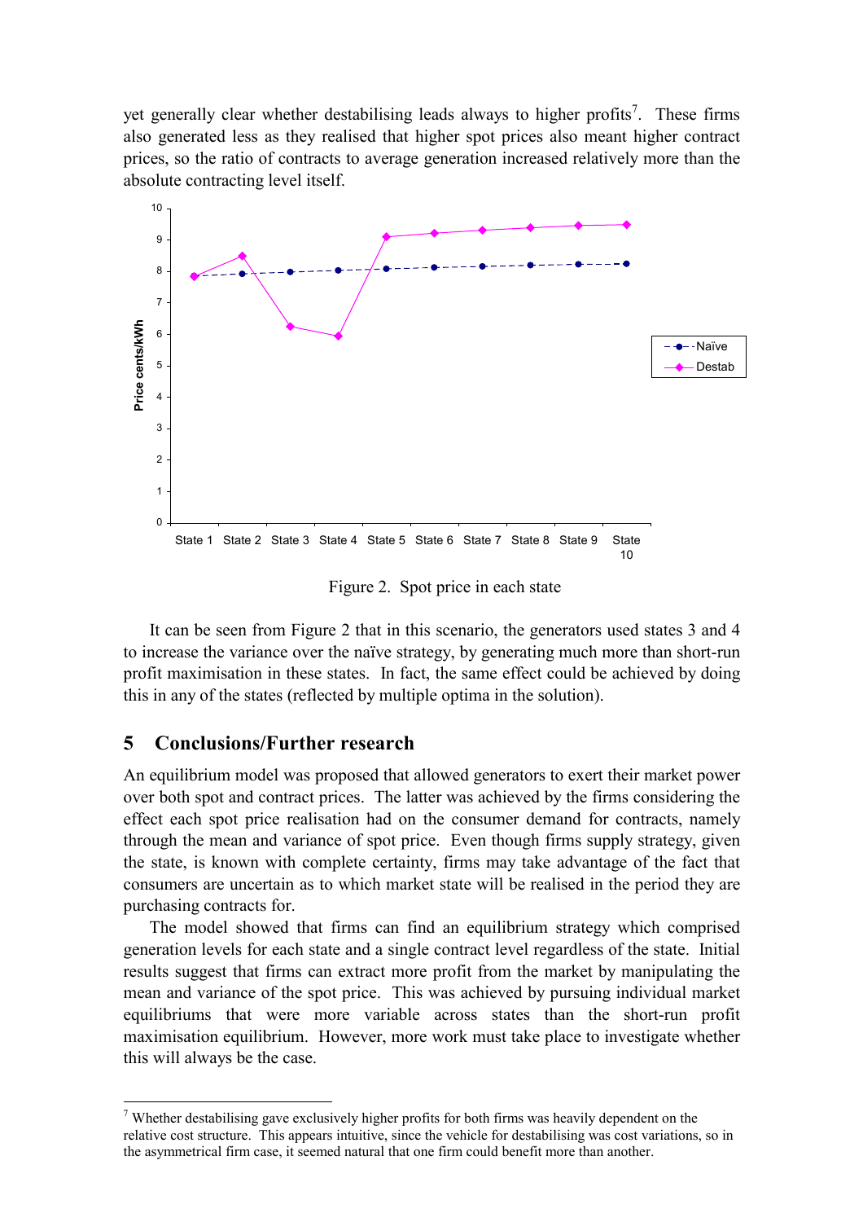yet generally clear whether destabilising leads always to higher profits[7]. These firms also generated less as they realised that higher spot prices also meant higher contract prices, so the ratio of contracts to average generation increased relatively more than the absolute contracting level itself.

Figure 2. Spot price in each state

It can be seen from Figure 2 that in this scenario, the generators used states 3 and 4 to increase the variance over the naïve strategy, by generating much more than short-run profit maximisation in these states. In fact, the same effect could be achieved by doing this in any of the states (reflected by multiple optima in the solution).

## 5 Conclusions/Further research

An equilibrium model was proposed that allowed generators to exert their market power over both spot and contract prices. The latter was achieved by the firms considering the effect each spot price realisation had on the consumer demand for contracts, namely through the mean and variance of spot price. Even though firms supply strategy, given the state, is known with complete certainty, firms may take advantage of the fact that consumers are uncertain as to which market state will be realised in the period they are purchasing contracts for.

The model showed that firms can find an equilibrium strategy which comprised generation levels for each state and a single contract level regardless of the state. Initial results suggest that firms can extract more profit from the market by manipulating the mean and variance of the spot price. This was achieved by pursuing individual market equilibriums that were more variable across states than the short-run profit maximisation equilibrium. However, more work must take place to investigate whether this will always be the case.

[7] Whether destabilising gave exclusively higher profits for both firms was heavily dependent on the relative cost structure. This appears intuitive, since the vehicle for destabilising was cost variations, so in the asymmetrical firm case, it seemed natural that one firm could benefit more than another.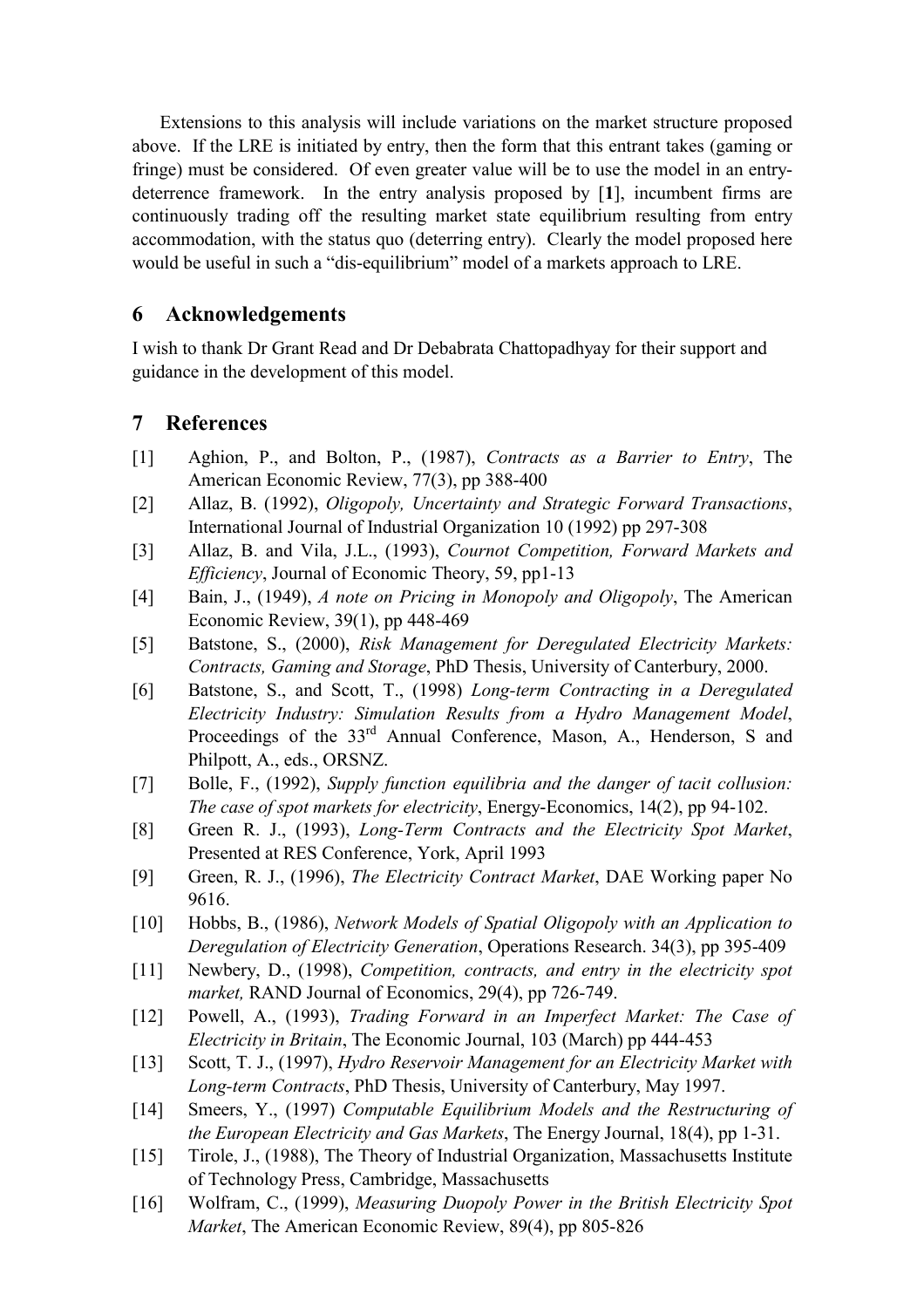Extensions to this analysis will include variations on the market structure proposed above. If the LRE is initiated by entry, then the form that this entrant takes (gaming or fringe) must be considered. Of even greater value will be to use the model in an entry-deterrence framework. In the entry analysis proposed by [**1**], incumbent firms are continuously trading off the resulting market state equilibrium resulting from entry accommodation, with the status quo (deterring entry). Clearly the model proposed here would be useful in such a "dis-equilibrium" model of a markets approach to LRE.

## 6 Acknowledgements

I wish to thank Dr Grant Read and Dr Debabrata Chattopadhyay for their support and guidance in the development of this model.

## 7 References

[1] Aghion, P., and Bolton, P., (1987), *Contracts as a Barrier to Entry*, The American Economic Review, 77(3), pp 388-400

[2] Allaz, B. (1992), *Oligopoly, Uncertainty and Strategic Forward Transactions*, International Journal of Industrial Organization 10 (1992) pp 297-308

[3] Allaz, B. and Vila, J.L., (1993), *Cournot Competition, Forward Markets and Efficiency*, Journal of Economic Theory, 59, pp1-13

[4] Bain, J., (1949), *A note on Pricing in Monopoly and Oligopoly*, The American Economic Review, 39(1), pp 448-469

[5] Batstone, S., (2000), *Risk Management for Deregulated Electricity Markets: Contracts, Gaming and Storage*, PhD Thesis, University of Canterbury, 2000.

[6] Batstone, S., and Scott, T., (1998) *Long-term Contracting in a Deregulated Electricity Industry: Simulation Results from a Hydro Management Model*, Proceedings of the 33rd Annual Conference, Mason, A., Henderson, S and Philpott, A., eds., ORSNZ.

[7] Bolle, F., (1992), *Supply function equilibria and the danger of tacit collusion: The case of spot markets for electricity*, Energy-Economics, 14(2), pp 94-102.

[8] Green R. J., (1993), *Long-Term Contracts and the Electricity Spot Market*, Presented at RES Conference, York, April 1993

[9] Green, R. J., (1996), *The Electricity Contract Market*, DAE Working paper No 9616.

[10] Hobbs, B., (1986), *Network Models of Spatial Oligopoly with an Application to Deregulation of Electricity Generation*, Operations Research. 34(3), pp 395-409

[11] Newbery, D., (1998), *Competition, contracts, and entry in the electricity spot market,* RAND Journal of Economics, 29(4), pp 726-749.

[12] Powell, A., (1993), *Trading Forward in an Imperfect Market: The Case of Electricity in Britain*, The Economic Journal, 103 (March) pp 444-453

[13] Scott, T. J., (1997), *Hydro Reservoir Management for an Electricity Market with Long-term Contracts*, PhD Thesis, University of Canterbury, May 1997.

[14] Smeers, Y., (1997) *Computable Equilibrium Models and the Restructuring of the European Electricity and Gas Markets*, The Energy Journal, 18(4), pp 1-31.

[15] Tirole, J., (1988), The Theory of Industrial Organization, Massachusetts Institute of Technology Press, Cambridge, Massachusetts

[16] Wolfram, C., (1999), *Measuring Duopoly Power in the British Electricity Spot Market*, The American Economic Review, 89(4), pp 805-826